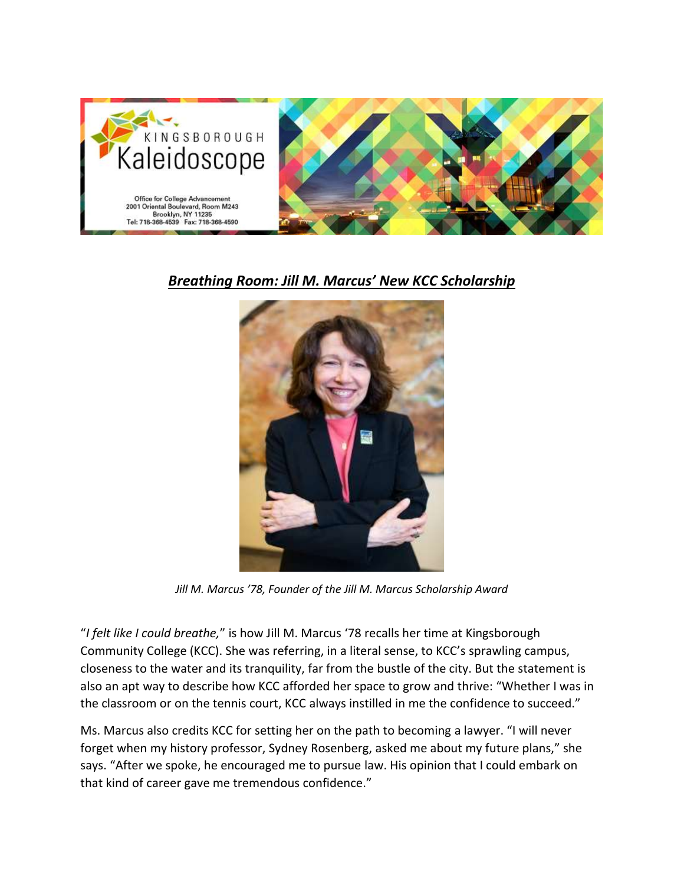KINGSBOROUGH
Kaleidoscope

Office for College Advancement
2001 Oriental Boulevard, Room M243
Brooklyn, NY 11235
Tel: 718-368-4539 Fax: 718-368-4590

# ***Breathing Room: Jill M. Marcus' New KCC Scholarship***

*Jill M. Marcus '78, Founder of the Jill M. Marcus Scholarship Award*

"*I felt like I could breathe,*" is how Jill M. Marcus '78 recalls her time at Kingsborough Community College (KCC). She was referring, in a literal sense, to KCC's sprawling campus, closeness to the water and its tranquility, far from the bustle of the city. But the statement is also an apt way to describe how KCC afforded her space to grow and thrive: "Whether I was in the classroom or on the tennis court, KCC always instilled in me the confidence to succeed."

Ms. Marcus also credits KCC for setting her on the path to becoming a lawyer. "I will never forget when my history professor, Sydney Rosenberg, asked me about my future plans," she says. "After we spoke, he encouraged me to pursue law. His opinion that I could embark on that kind of career gave me tremendous confidence."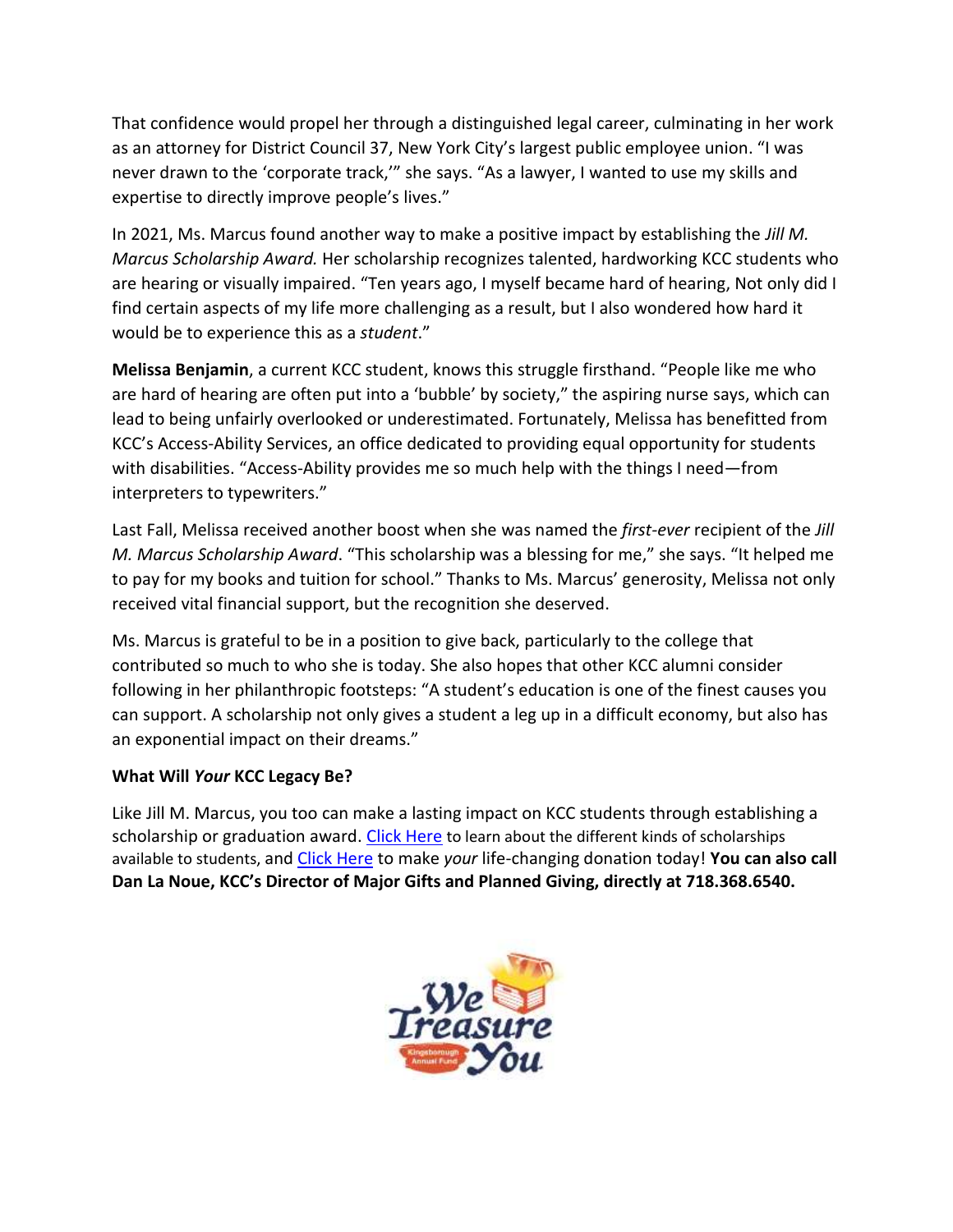That confidence would propel her through a distinguished legal career, culminating in her work as an attorney for District Council 37, New York City's largest public employee union. "I was never drawn to the 'corporate track,'" she says. "As a lawyer, I wanted to use my skills and expertise to directly improve people's lives."

In 2021, Ms. Marcus found another way to make a positive impact by establishing the *Jill M. Marcus Scholarship Award.* Her scholarship recognizes talented, hardworking KCC students who are hearing or visually impaired. "Ten years ago, I myself became hard of hearing, Not only did I find certain aspects of my life more challenging as a result, but I also wondered how hard it would be to experience this as a *student*."

**Melissa Benjamin**, a current KCC student, knows this struggle firsthand. "People like me who are hard of hearing are often put into a 'bubble' by society," the aspiring nurse says, which can lead to being unfairly overlooked or underestimated. Fortunately, Melissa has benefitted from KCC's Access-Ability Services, an office dedicated to providing equal opportunity for students with disabilities. "Access-Ability provides me so much help with the things I need—from interpreters to typewriters."

Last Fall, Melissa received another boost when she was named the *first-ever* recipient of the *Jill M. Marcus Scholarship Award*. "This scholarship was a blessing for me," she says. "It helped me to pay for my books and tuition for school." Thanks to Ms. Marcus' generosity, Melissa not only received vital financial support, but the recognition she deserved.

Ms. Marcus is grateful to be in a position to give back, particularly to the college that contributed so much to who she is today. She also hopes that other KCC alumni consider following in her philanthropic footsteps: "A student's education is one of the finest causes you can support. A scholarship not only gives a student a leg up in a difficult economy, but also has an exponential impact on their dreams."

**What Will *Your* KCC Legacy Be?**

Like Jill M. Marcus, you too can make a lasting impact on KCC students through establishing a scholarship or graduation award. Click Here to learn about the different kinds of scholarships available to students, and Click Here to make *your* life-changing donation today! **You can also call Dan La Noue, KCC's Director of Major Gifts and Planned Giving, directly at 718.368.6540.**

We Treasure You
Kingsborough Annual Fund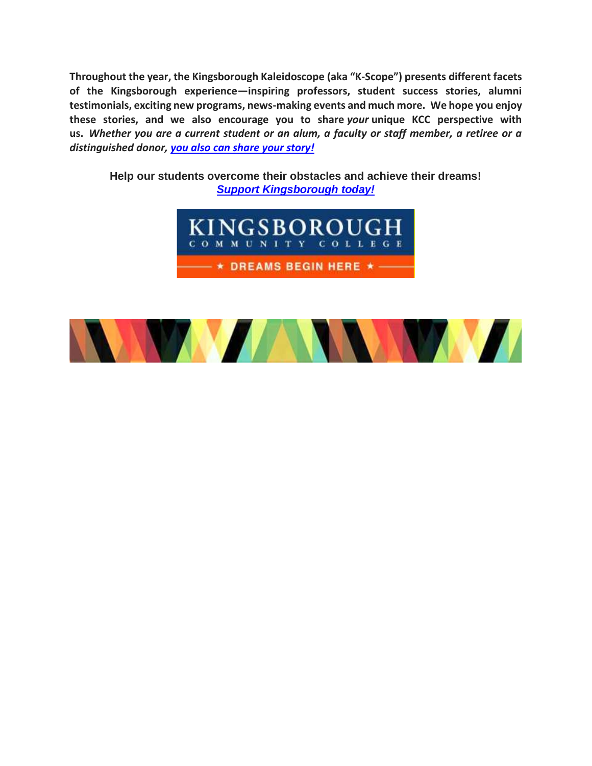**Throughout the year, the Kingsborough Kaleidoscope (aka "K-Scope") presents different facets of the Kingsborough experience—inspiring professors, student success stories, alumni testimonials, exciting new programs, news-making events and much more. We hope you enjoy these stories, and we also encourage you to share *your* unique KCC perspective with us. *Whether you are a current student or an alum, a faculty or staff member, a retiree or a distinguished donor, you also can share your story!***

**Help our students overcome their obstacles and achieve their dreams!**
***Support Kingsborough today!***